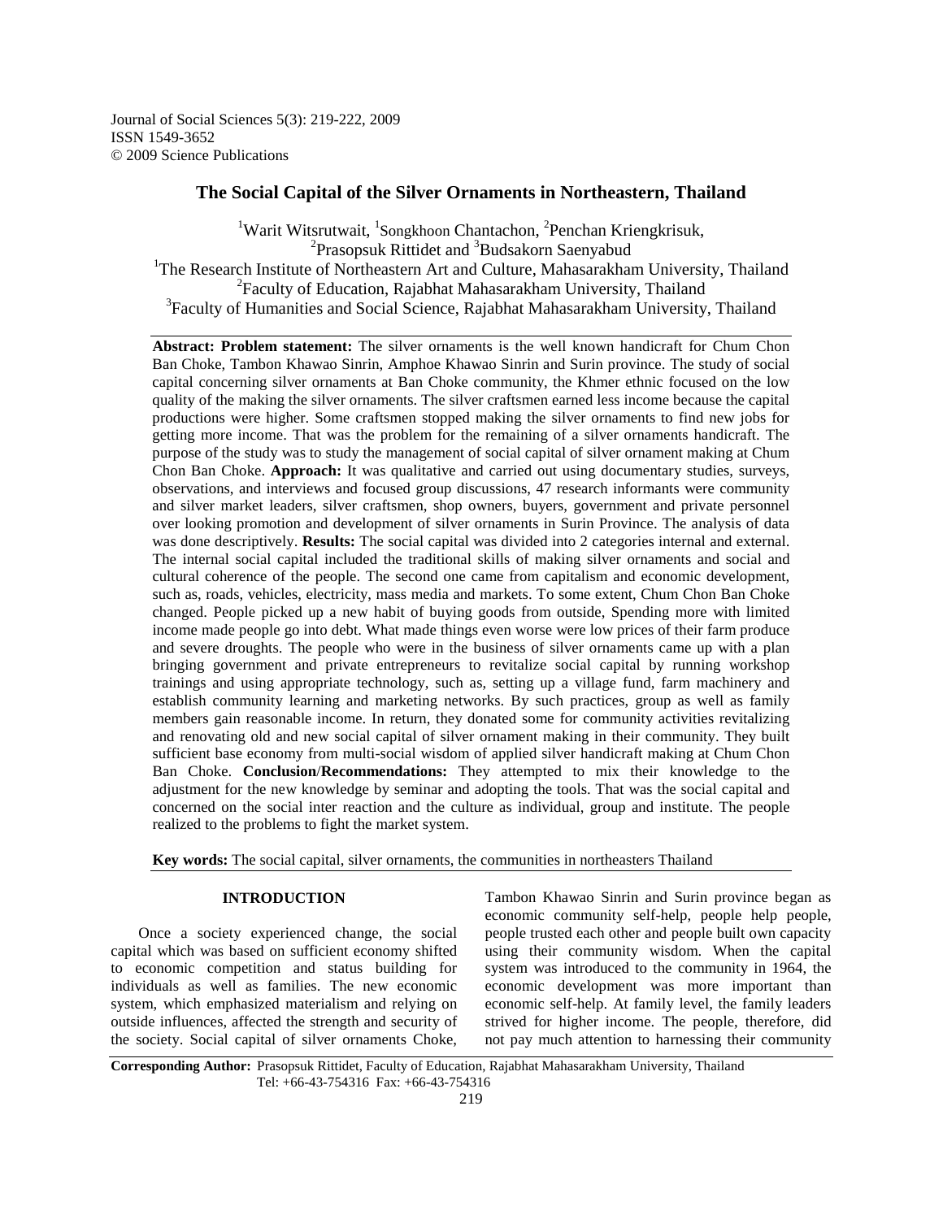Journal of Social Sciences 5(3): 219-222, 2009
ISSN 1549-3652
© 2009 Science Publications

# The Social Capital of the Silver Ornaments in Northeastern, Thailand

[1]Warit Witsrutwait, [1]Songkhoon Chantachon, [2]Penchan Kriengkrisuk, [2]Prasopsuk Rittidet and [3]Budsakorn Saenyabud

[1]The Research Institute of Northeastern Art and Culture, Mahasarakham University, Thailand
[2]Faculty of Education, Rajabhat Mahasarakham University, Thailand
[3]Faculty of Humanities and Social Science, Rajabhat Mahasarakham University, Thailand

**Abstract: Problem statement:** The silver ornaments is the well known handicraft for Chum Chon Ban Choke, Tambon Khawao Sinrin, Amphoe Khawao Sinrin and Surin province. The study of social capital concerning silver ornaments at Ban Choke community, the Khmer ethnic focused on the low quality of the making the silver ornaments. The silver craftsmen earned less income because the capital productions were higher. Some craftsmen stopped making the silver ornaments to find new jobs for getting more income. That was the problem for the remaining of a silver ornaments handicraft. The purpose of the study was to study the management of social capital of silver ornament making at Chum Chon Ban Choke. **Approach:** It was qualitative and carried out using documentary studies, surveys, observations, and interviews and focused group discussions, 47 research informants were community and silver market leaders, silver craftsmen, shop owners, buyers, government and private personnel over looking promotion and development of silver ornaments in Surin Province. The analysis of data was done descriptively. **Results:** The social capital was divided into 2 categories internal and external. The internal social capital included the traditional skills of making silver ornaments and social and cultural coherence of the people. The second one came from capitalism and economic development, such as, roads, vehicles, electricity, mass media and markets. To some extent, Chum Chon Ban Choke changed. People picked up a new habit of buying goods from outside, Spending more with limited income made people go into debt. What made things even worse were low prices of their farm produce and severe droughts. The people who were in the business of silver ornaments came up with a plan bringing government and private entrepreneurs to revitalize social capital by running workshop trainings and using appropriate technology, such as, setting up a village fund, farm machinery and establish community learning and marketing networks. By such practices, group as well as family members gain reasonable income. In return, they donated some for community activities revitalizing and renovating old and new social capital of silver ornament making in their community. They built sufficient base economy from multi-social wisdom of applied silver handicraft making at Chum Chon Ban Choke. **Conclusion**/**Recommendations:** They attempted to mix their knowledge to the adjustment for the new knowledge by seminar and adopting the tools. That was the social capital and concerned on the social inter reaction and the culture as individual, group and institute. The people realized to the problems to fight the market system.

**Key words:** The social capital, silver ornaments, the communities in northeasters Thailand

## INTRODUCTION

Once a society experienced change, the social capital which was based on sufficient economy shifted to economic competition and status building for individuals as well as families. The new economic system, which emphasized materialism and relying on outside influences, affected the strength and security of the society. Social capital of silver ornaments Choke, Tambon Khawao Sinrin and Surin province began as economic community self-help, people help people, people trusted each other and people built own capacity using their community wisdom. When the capital system was introduced to the community in 1964, the economic development was more important than economic self-help. At family level, the family leaders strived for higher income. The people, therefore, did not pay much attention to harnessing their community

**Corresponding Author:** Prasopsuk Rittidet, Faculty of Education, Rajabhat Mahasarakham University, Thailand Tel: +66-43-754316 Fax: +66-43-754316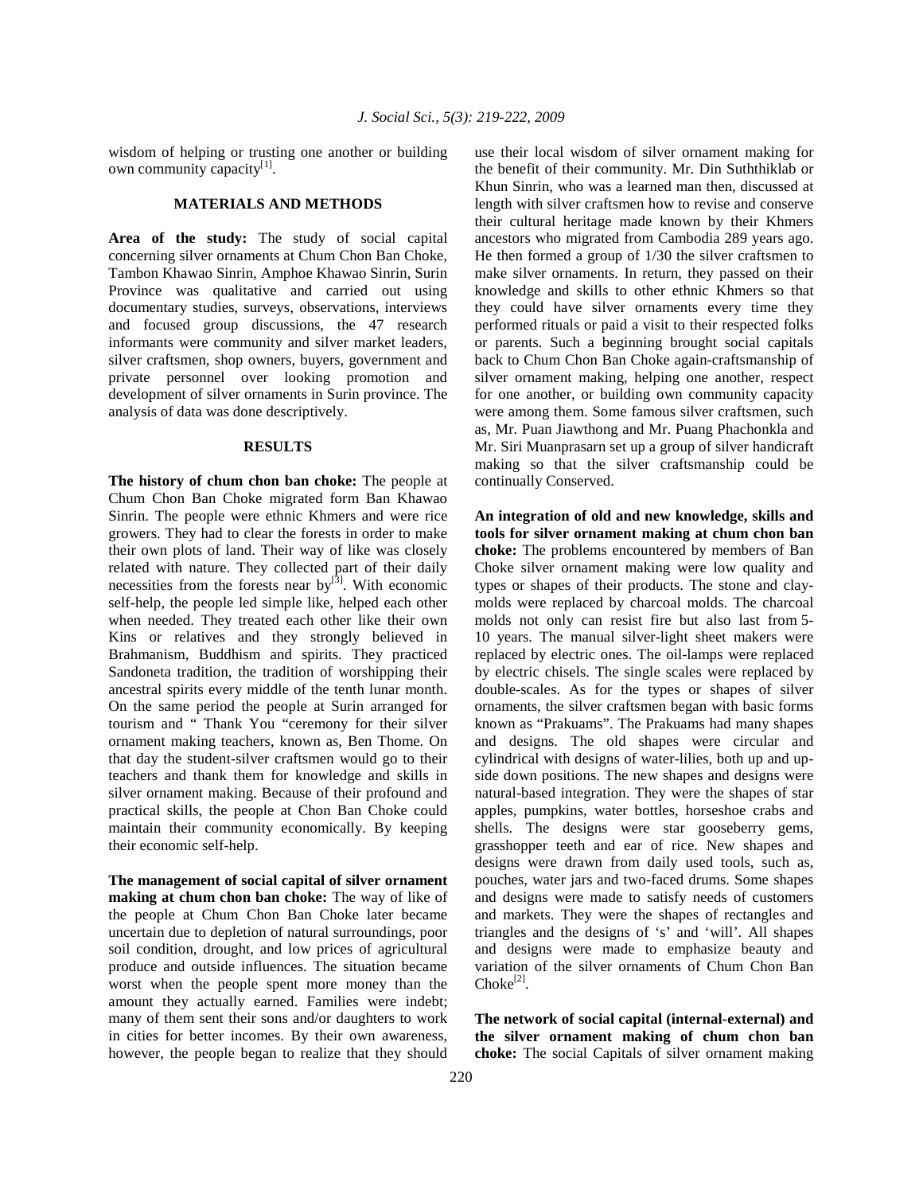wisdom of helping or trusting one another or building own community capacity[1].

## MATERIALS AND METHODS

**Area of the study:** The study of social capital concerning silver ornaments at Chum Chon Ban Choke, Tambon Khawao Sinrin, Amphoe Khawao Sinrin, Surin Province was qualitative and carried out using documentary studies, surveys, observations, interviews and focused group discussions, the 47 research informants were community and silver market leaders, silver craftsmen, shop owners, buyers, government and private personnel over looking promotion and development of silver ornaments in Surin province. The analysis of data was done descriptively.

## RESULTS

**The history of chum chon ban choke:** The people at Chum Chon Ban Choke migrated form Ban Khawao Sinrin. The people were ethnic Khmers and were rice growers. They had to clear the forests in order to make their own plots of land. Their way of like was closely related with nature. They collected part of their daily necessities from the forests near by[3]. With economic self-help, the people led simple like, helped each other when needed. They treated each other like their own Kins or relatives and they strongly believed in Brahmanism, Buddhism and spirits. They practiced Sandoneta tradition, the tradition of worshipping their ancestral spirits every middle of the tenth lunar month. On the same period the people at Surin arranged for tourism and " Thank You "ceremony for their silver ornament making teachers, known as, Ben Thome. On that day the student-silver craftsmen would go to their teachers and thank them for knowledge and skills in silver ornament making. Because of their profound and practical skills, the people at Chon Ban Choke could maintain their community economically. By keeping their economic self-help.

**The management of social capital of silver ornament making at chum chon ban choke:** The way of like of the people at Chum Chon Ban Choke later became uncertain due to depletion of natural surroundings, poor soil condition, drought, and low prices of agricultural produce and outside influences. The situation became worst when the people spent more money than the amount they actually earned. Families were indebt; many of them sent their sons and/or daughters to work in cities for better incomes. By their own awareness, however, the people began to realize that they should use their local wisdom of silver ornament making for the benefit of their community. Mr. Din Suththiklab or Khun Sinrin, who was a learned man then, discussed at length with silver craftsmen how to revise and conserve their cultural heritage made known by their Khmers ancestors who migrated from Cambodia 289 years ago. He then formed a group of 1/30 the silver craftsmen to make silver ornaments. In return, they passed on their knowledge and skills to other ethnic Khmers so that they could have silver ornaments every time they performed rituals or paid a visit to their respected folks or parents. Such a beginning brought social capitals back to Chum Chon Ban Choke again-craftsmanship of silver ornament making, helping one another, respect for one another, or building own community capacity were among them. Some famous silver craftsmen, such as, Mr. Puan Jiawthong and Mr. Puang Phachonkla and Mr. Siri Muanprasarn set up a group of silver handicraft making so that the silver craftsmanship could be continually Conserved.

**An integration of old and new knowledge, skills and tools for silver ornament making at chum chon ban choke:** The problems encountered by members of Ban Choke silver ornament making were low quality and types or shapes of their products. The stone and clay-molds were replaced by charcoal molds. The charcoal molds not only can resist fire but also last from 5-10 years. The manual silver-light sheet makers were replaced by electric ones. The oil-lamps were replaced by electric chisels. The single scales were replaced by double-scales. As for the types or shapes of silver ornaments, the silver craftsmen began with basic forms known as "Prakuams". The Prakuams had many shapes and designs. The old shapes were circular and cylindrical with designs of water-lilies, both up and up-side down positions. The new shapes and designs were natural-based integration. They were the shapes of star apples, pumpkins, water bottles, horseshoe crabs and shells. The designs were star gooseberry gems, grasshopper teeth and ear of rice. New shapes and designs were drawn from daily used tools, such as, pouches, water jars and two-faced drums. Some shapes and designs were made to satisfy needs of customers and markets. They were the shapes of rectangles and triangles and the designs of 's' and 'will'. All shapes and designs were made to emphasize beauty and variation of the silver ornaments of Chum Chon Ban Choke[2].

**The network of social capital (internal-external) and the silver ornament making of chum chon ban choke:** The social Capitals of silver ornament making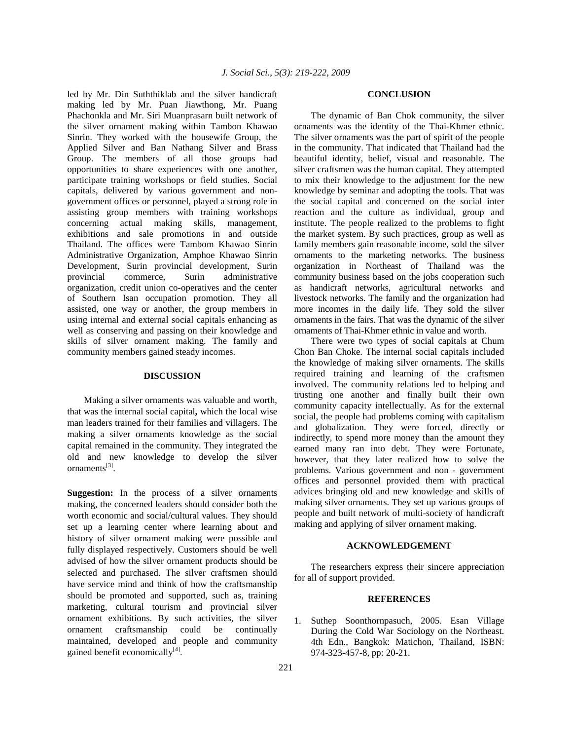led by Mr. Din Suththiklab and the silver handicraft making led by Mr. Puan Jiawthong, Mr. Puang Phachonkla and Mr. Siri Muanprasarn built network of the silver ornament making within Tambon Khawao Sinrin. They worked with the housewife Group, the Applied Silver and Ban Nathang Silver and Brass Group. The members of all those groups had opportunities to share experiences with one another, participate training workshops or field studies. Social capitals, delivered by various government and non-government offices or personnel, played a strong role in assisting group members with training workshops concerning actual making skills, management, exhibitions and sale promotions in and outside Thailand. The offices were Tambom Khawao Sinrin Administrative Organization, Amphoe Khawao Sinrin Development, Surin provincial development, Surin provincial commerce, Surin administrative organization, credit union co-operatives and the center of Southern Isan occupation promotion. They all assisted, one way or another, the group members in using internal and external social capitals enhancing as well as conserving and passing on their knowledge and skills of silver ornament making. The family and community members gained steady incomes.

## DISCUSSION

Making a silver ornaments was valuable and worth, that was the internal social capital**,** which the local wise man leaders trained for their families and villagers. The making a silver ornaments knowledge as the social capital remained in the community. They integrated the old and new knowledge to develop the silver ornaments[3].

**Suggestion:** In the process of a silver ornaments making, the concerned leaders should consider both the worth economic and social/cultural values. They should set up a learning center where learning about and history of silver ornament making were possible and fully displayed respectively. Customers should be well advised of how the silver ornament products should be selected and purchased. The silver craftsmen should have service mind and think of how the craftsmanship should be promoted and supported, such as, training marketing, cultural tourism and provincial silver ornament exhibitions. By such activities, the silver ornament craftsmanship could be continually maintained, developed and people and community gained benefit economically[4].

## CONCLUSION

The dynamic of Ban Chok community, the silver ornaments was the identity of the Thai-Khmer ethnic. The silver ornaments was the part of spirit of the people in the community. That indicated that Thailand had the beautiful identity, belief, visual and reasonable. The silver craftsmen was the human capital. They attempted to mix their knowledge to the adjustment for the new knowledge by seminar and adopting the tools. That was the social capital and concerned on the social inter reaction and the culture as individual, group and institute. The people realized to the problems to fight the market system. By such practices, group as well as family members gain reasonable income, sold the silver ornaments to the marketing networks. The business organization in Northeast of Thailand was the community business based on the jobs cooperation such as handicraft networks, agricultural networks and livestock networks. The family and the organization had more incomes in the daily life. They sold the silver ornaments in the fairs. That was the dynamic of the silver ornaments of Thai-Khmer ethnic in value and worth.

There were two types of social capitals at Chum Chon Ban Choke. The internal social capitals included the knowledge of making silver ornaments. The skills required training and learning of the craftsmen involved. The community relations led to helping and trusting one another and finally built their own community capacity intellectually. As for the external social, the people had problems coming with capitalism and globalization. They were forced, directly or indirectly, to spend more money than the amount they earned many ran into debt. They were Fortunate, however, that they later realized how to solve the problems. Various government and non - government offices and personnel provided them with practical advices bringing old and new knowledge and skills of making silver ornaments. They set up various groups of people and built network of multi-society of handicraft making and applying of silver ornament making.

## ACKNOWLEDGEMENT

The researchers express their sincere appreciation for all of support provided.

## REFERENCES

1. Suthep Soonthornpasuch, 2005. Esan Village During the Cold War Sociology on the Northeast. 4th Edn., Bangkok: Matichon, Thailand, ISBN: 974-323-457-8, pp: 20-21.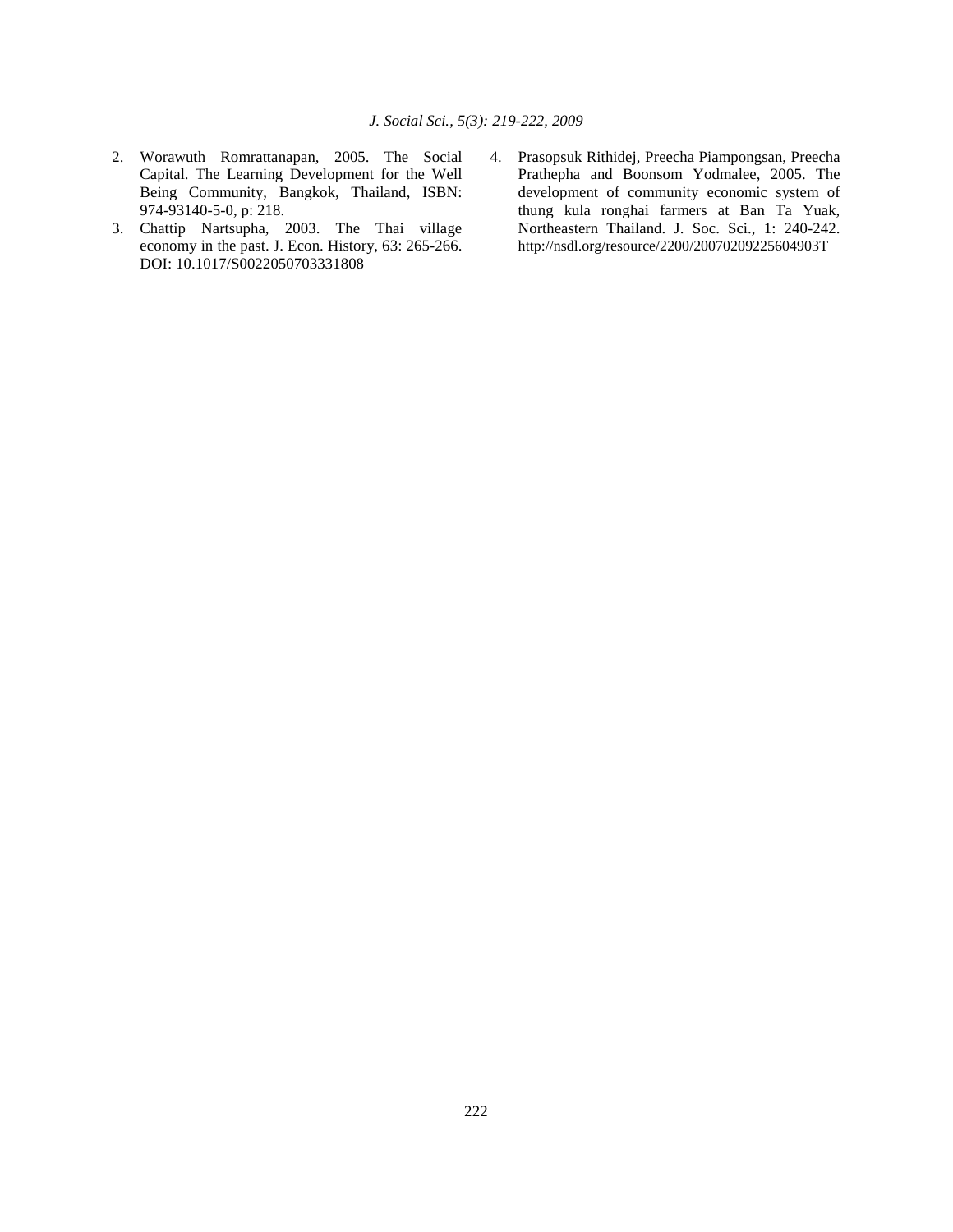2. Worawuth Romrattanapan, 2005. The Social Capital. The Learning Development for the Well Being Community, Bangkok, Thailand, ISBN: 974-93140-5-0, p: 218.
3. Chattip Nartsupha, 2003. The Thai village economy in the past. J. Econ. History, 63: 265-266. DOI: 10.1017/S0022050703331808
4. Prasopsuk Rithidej, Preecha Piampongsan, Preecha Prathepha and Boonsom Yodmalee, 2005. The development of community economic system of thung kula ronghai farmers at Ban Ta Yuak, Northeastern Thailand. J. Soc. Sci., 1: 240-242. http://nsdl.org/resource/2200/20070209225604903T